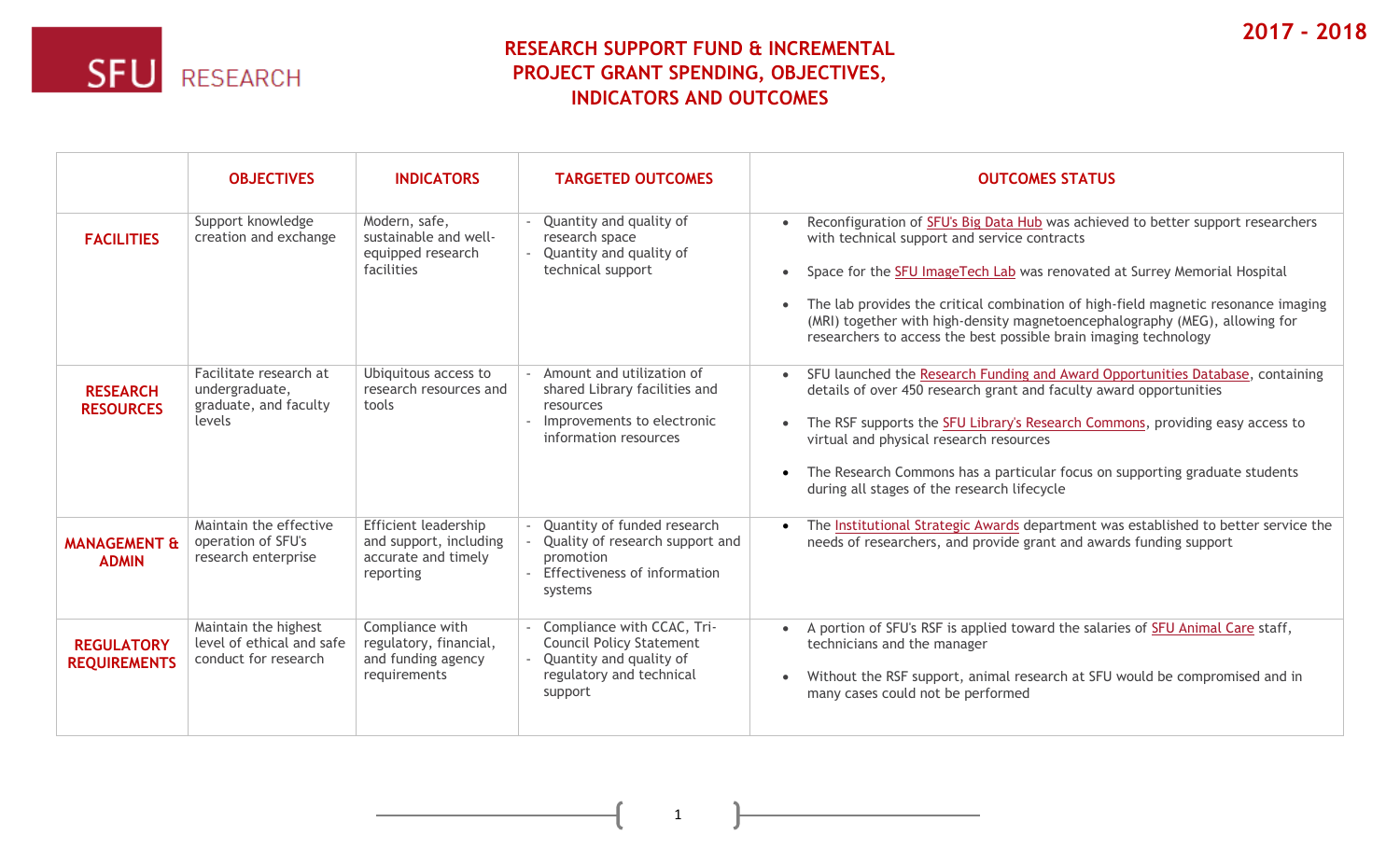SFU RESEARCH

2017 - 2018

# RESEARCH SUPPORT FUND & INCREMENTAL PROJECT GRANT SPENDING, OBJECTIVES, INDICATORS AND OUTCOMES

| | OBJECTIVES | INDICATORS | TARGETED OUTCOMES | OUTCOMES STATUS |
|---|---|---|---|---|
| **FACILITIES** | Support knowledge creation and exchange | Modern, safe, sustainable and well-equipped research facilities | - Quantity and quality of research space<br>- Quantity and quality of technical support | • Reconfiguration of SFU's Big Data Hub was achieved to better support researchers with technical support and service contracts<br>• Space for the SFU ImageTech Lab was renovated at Surrey Memorial Hospital<br>• The lab provides the critical combination of high-field magnetic resonance imaging (MRI) together with high-density magnetoencephalography (MEG), allowing for researchers to access the best possible brain imaging technology |
| **RESEARCH RESOURCES** | Facilitate research at undergraduate, graduate, and faculty levels | Ubiquitous access to research resources and tools | - Amount and utilization of shared Library facilities and resources<br>- Improvements to electronic information resources | • SFU launched the Research Funding and Award Opportunities Database, containing details of over 450 research grant and faculty award opportunities<br>• The RSF supports the SFU Library's Research Commons, providing easy access to virtual and physical research resources<br>• The Research Commons has a particular focus on supporting graduate students during all stages of the research lifecycle |
| **MANAGEMENT & ADMIN** | Maintain the effective operation of SFU's research enterprise | Efficient leadership and support, including accurate and timely reporting | - Quantity of funded research<br>- Quality of research support and promotion<br>- Effectiveness of information systems | • The Institutional Strategic Awards department was established to better service the needs of researchers, and provide grant and awards funding support |
| **REGULATORY REQUIREMENTS** | Maintain the highest level of ethical and safe conduct for research | Compliance with regulatory, financial, and funding agency requirements | - Compliance with CCAC, Tri-Council Policy Statement<br>- Quantity and quality of regulatory and technical support | • A portion of SFU's RSF is applied toward the salaries of SFU Animal Care staff, technicians and the manager<br>• Without the RSF support, animal research at SFU would be compromised and in many cases could not be performed |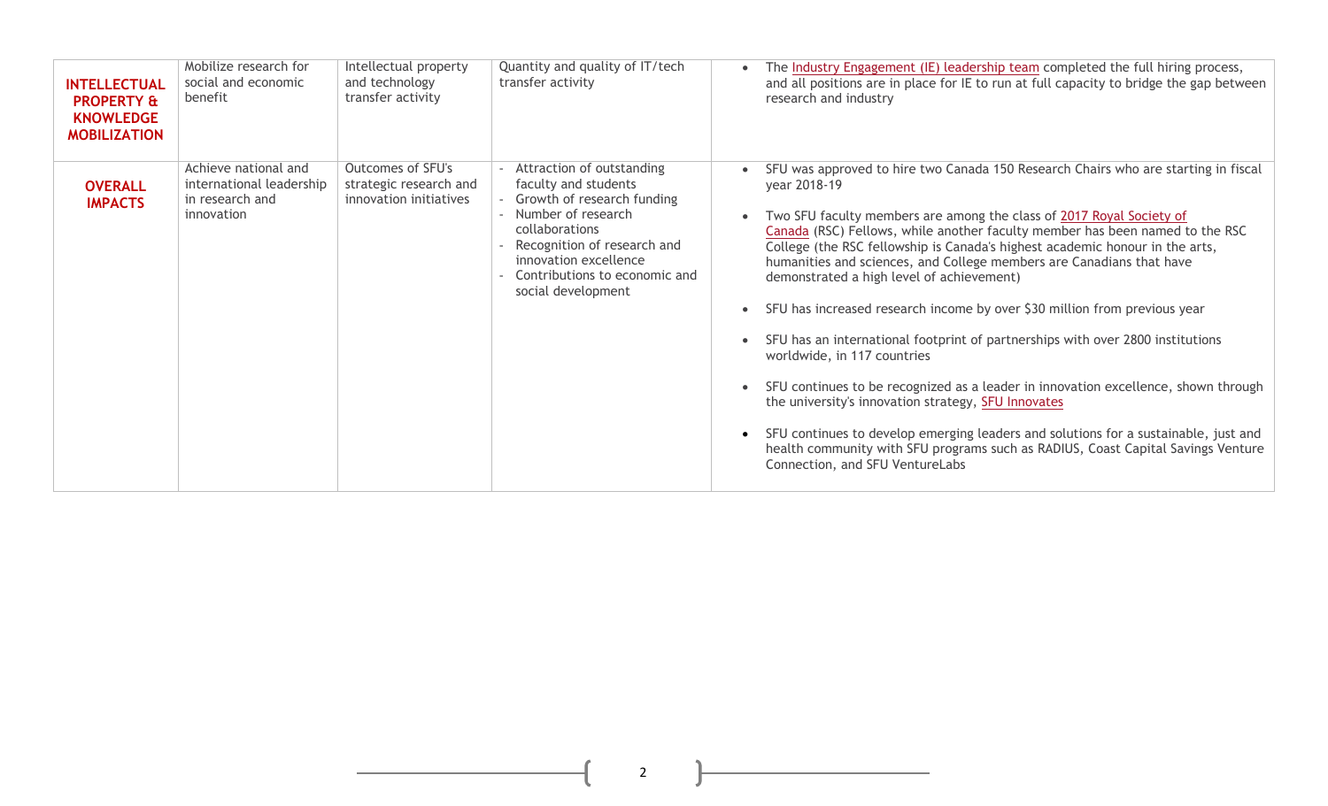| | | | | |
|---|---|---|---|---|
| **INTELLECTUAL PROPERTY & KNOWLEDGE MOBILIZATION** | Mobilize research for social and economic benefit | Intellectual property and technology transfer activity | Quantity and quality of IT/tech transfer activity | • The Industry Engagement (IE) leadership team completed the full hiring process, and all positions are in place for IE to run at full capacity to bridge the gap between research and industry |
| **OVERALL IMPACTS** | Achieve national and international leadership in research and innovation | Outcomes of SFU's strategic research and innovation initiatives | - Attraction of outstanding faculty and students<br>- Growth of research funding<br>- Number of research collaborations<br>- Recognition of research and innovation excellence<br>- Contributions to economic and social development | • SFU was approved to hire two Canada 150 Research Chairs who are starting in fiscal year 2018-19<br>• Two SFU faculty members are among the class of 2017 Royal Society of Canada (RSC) Fellows, while another faculty member has been named to the RSC College (the RSC fellowship is Canada's highest academic honour in the arts, humanities and sciences, and College members are Canadians that have demonstrated a high level of achievement)<br>• SFU has increased research income by over $30 million from previous year<br>• SFU has an international footprint of partnerships with over 2800 institutions worldwide, in 117 countries<br>• SFU continues to be recognized as a leader in innovation excellence, shown through the university's innovation strategy, SFU Innovates<br>• SFU continues to develop emerging leaders and solutions for a sustainable, just and health community with SFU programs such as RADIUS, Coast Capital Savings Venture Connection, and SFU VentureLabs |